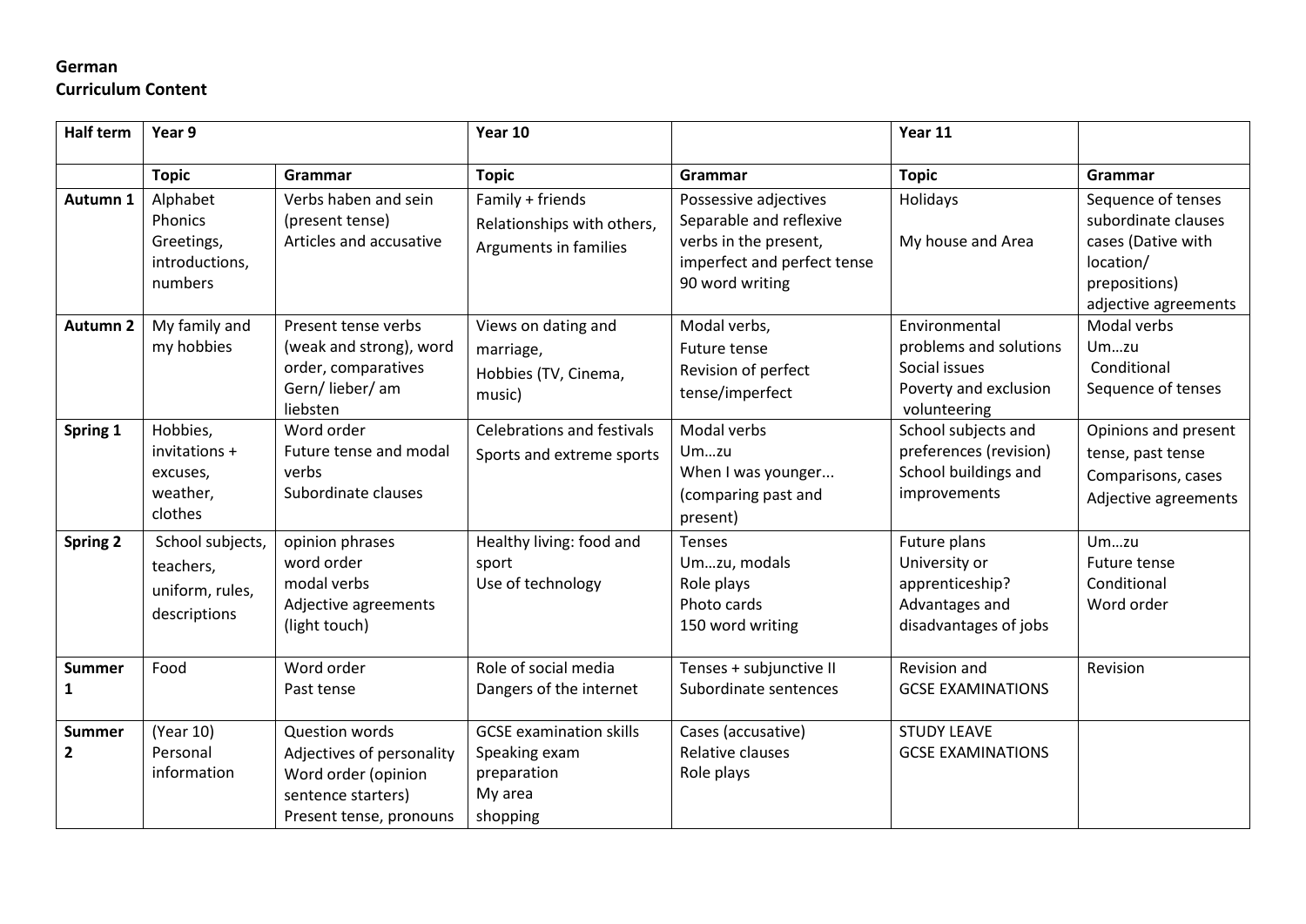**German**
**Curriculum Content**

| Half term | Year 9 | | Year 10 | | Year 11 | |
|---|---|---|---|---|---|---|
| | **Topic** | **Grammar** | **Topic** | **Grammar** | **Topic** | **Grammar** |
| **Autumn 1** | Alphabet<br>Phonics<br>Greetings, introductions, numbers | Verbs haben and sein (present tense)<br>Articles and accusative | Family + friends<br>Relationships with others,<br>Arguments in families | Possessive adjectives<br>Separable and reflexive verbs in the present, imperfect and perfect tense<br>90 word writing | Holidays<br><br>My house and Area | Sequence of tenses<br>subordinate clauses<br>cases (Dative with location/ prepositions)<br>adjective agreements |
| **Autumn 2** | My family and my hobbies | Present tense verbs (weak and strong), word order, comparatives<br>Gern/ lieber/ am liebsten | Views on dating and marriage,<br>Hobbies (TV, Cinema, music) | Modal verbs,<br>Future tense<br>Revision of perfect tense/imperfect | Environmental problems and solutions<br>Social issues<br>Poverty and exclusion<br>volunteering | Modal verbs<br>Um…zu<br>Conditional<br>Sequence of tenses |
| **Spring 1** | Hobbies, invitations + excuses, weather, clothes | Word order<br>Future tense and modal verbs<br>Subordinate clauses | Celebrations and festivals<br>Sports and extreme sports | Modal verbs<br>Um…zu<br>When I was younger...<br>(comparing past and present) | School subjects and preferences (revision)<br>School buildings and improvements | Opinions and present tense, past tense<br>Comparisons, cases<br>Adjective agreements |
| **Spring 2** | School subjects, teachers, uniform, rules, descriptions | opinion phrases<br>word order<br>modal verbs<br>Adjective agreements (light touch) | Healthy living: food and sport<br>Use of technology | Tenses<br>Um…zu, modals<br>Role plays<br>Photo cards<br>150 word writing | Future plans<br>University or apprenticeship?<br>Advantages and disadvantages of jobs | Um…zu<br>Future tense<br>Conditional<br>Word order |
| **Summer 1** | Food | Word order<br>Past tense | Role of social media<br>Dangers of the internet | Tenses + subjunctive II<br>Subordinate sentences | Revision and<br>GCSE EXAMINATIONS | Revision |
| **Summer 2** | (Year 10)<br>Personal information | Question words<br>Adjectives of personality<br>Word order (opinion sentence starters)<br>Present tense, pronouns | GCSE examination skills<br>Speaking exam preparation<br>My area<br>shopping | Cases (accusative)<br>Relative clauses<br>Role plays | STUDY LEAVE<br>GCSE EXAMINATIONS | |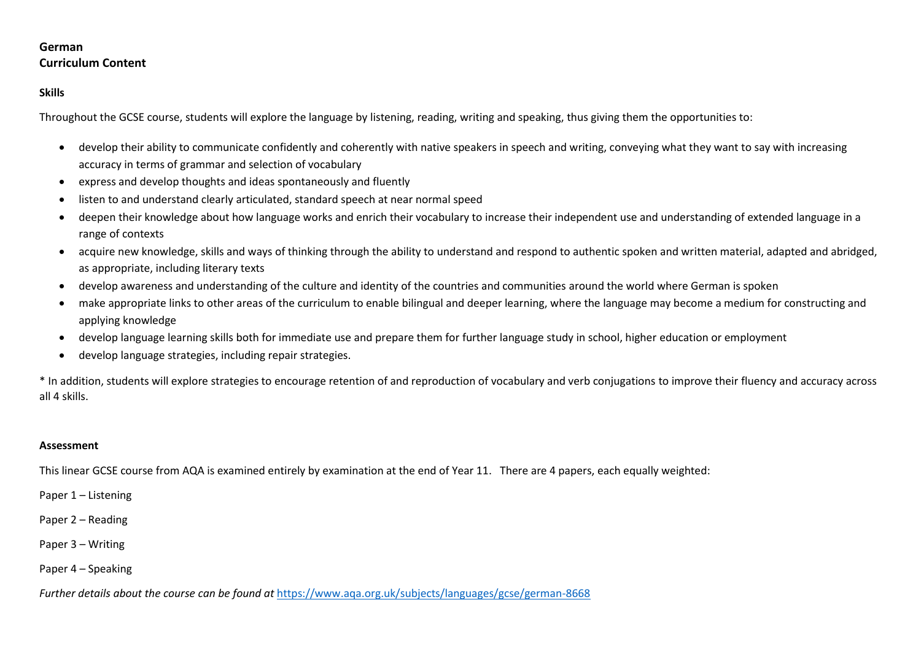**German**
**Curriculum Content**

**Skills**

Throughout the GCSE course, students will explore the language by listening, reading, writing and speaking, thus giving them the opportunities to:

- develop their ability to communicate confidently and coherently with native speakers in speech and writing, conveying what they want to say with increasing accuracy in terms of grammar and selection of vocabulary
- express and develop thoughts and ideas spontaneously and fluently
- listen to and understand clearly articulated, standard speech at near normal speed
- deepen their knowledge about how language works and enrich their vocabulary to increase their independent use and understanding of extended language in a range of contexts
- acquire new knowledge, skills and ways of thinking through the ability to understand and respond to authentic spoken and written material, adapted and abridged, as appropriate, including literary texts
- develop awareness and understanding of the culture and identity of the countries and communities around the world where German is spoken
- make appropriate links to other areas of the curriculum to enable bilingual and deeper learning, where the language may become a medium for constructing and applying knowledge
- develop language learning skills both for immediate use and prepare them for further language study in school, higher education or employment
- develop language strategies, including repair strategies.

* In addition, students will explore strategies to encourage retention of and reproduction of vocabulary and verb conjugations to improve their fluency and accuracy across all 4 skills.

**Assessment**

This linear GCSE course from AQA is examined entirely by examination at the end of Year 11. There are 4 papers, each equally weighted:

Paper 1 – Listening

Paper 2 – Reading

Paper 3 – Writing

Paper 4 – Speaking

*Further details about the course can be found at* https://www.aqa.org.uk/subjects/languages/gcse/german-8668